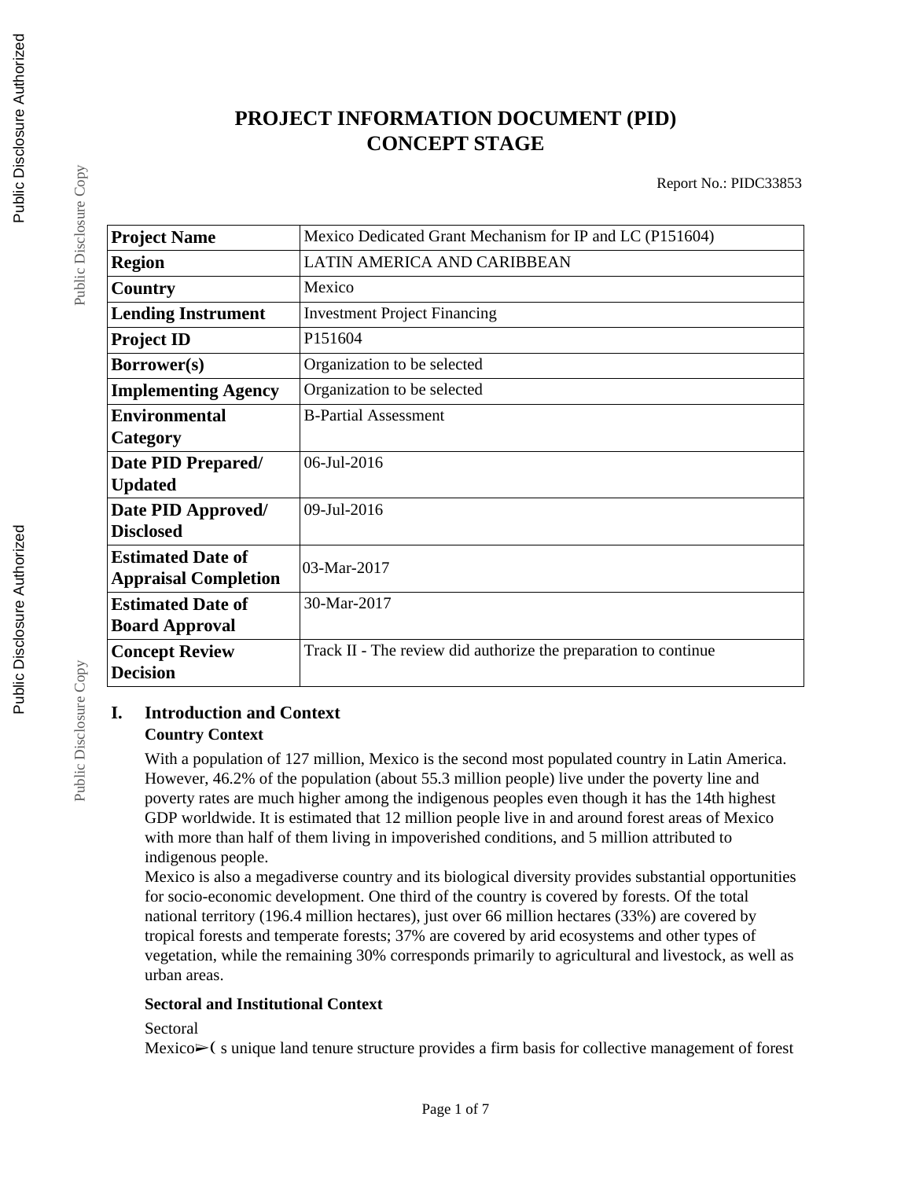# PROJECT INFORMATION DOCUMENT (PID)
# CONCEPT STAGE

Report No.: PIDC33853

| | |
|---|---|
| **Project Name** | Mexico Dedicated Grant Mechanism for IP and LC (P151604) |
| **Region** | LATIN AMERICA AND CARIBBEAN |
| **Country** | Mexico |
| **Lending Instrument** | Investment Project Financing |
| **Project ID** | P151604 |
| **Borrower(s)** | Organization to be selected |
| **Implementing Agency** | Organization to be selected |
| **Environmental Category** | B-Partial Assessment |
| **Date PID Prepared/ Updated** | 06-Jul-2016 |
| **Date PID Approved/ Disclosed** | 09-Jul-2016 |
| **Estimated Date of Appraisal Completion** | 03-Mar-2017 |
| **Estimated Date of Board Approval** | 30-Mar-2017 |
| **Concept Review Decision** | Track II - The review did authorize the preparation to continue |

## I. Introduction and Context

### Country Context

With a population of 127 million, Mexico is the second most populated country in Latin America. However, 46.2% of the population (about 55.3 million people) live under the poverty line and poverty rates are much higher among the indigenous peoples even though it has the 14th highest GDP worldwide. It is estimated that 12 million people live in and around forest areas of Mexico with more than half of them living in impoverished conditions, and 5 million attributed to indigenous people.

Mexico is also a megadiverse country and its biological diversity provides substantial opportunities for socio-economic development. One third of the country is covered by forests. Of the total national territory (196.4 million hectares), just over 66 million hectares (33%) are covered by tropical forests and temperate forests; 37% are covered by arid ecosystems and other types of vegetation, while the remaining 30% corresponds primarily to agricultural and livestock, as well as urban areas.

### Sectoral and Institutional Context

Sectoral

Mexico➢( s unique land tenure structure provides a firm basis for collective management of forest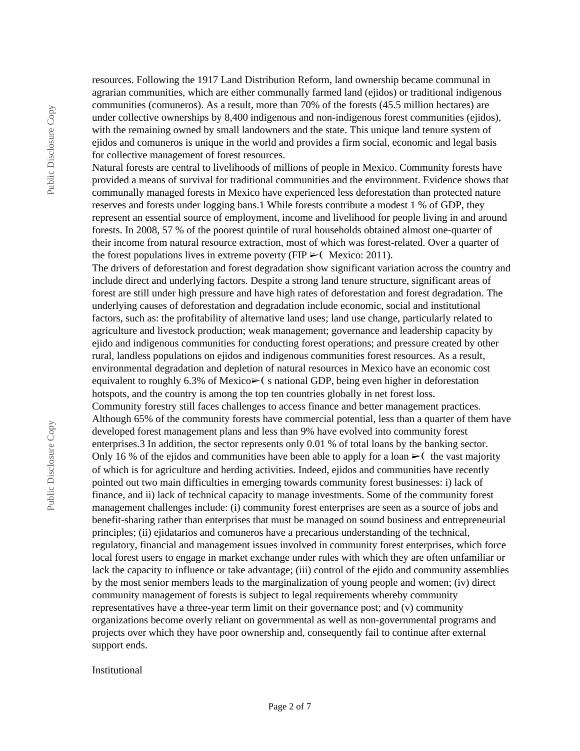resources. Following the 1917 Land Distribution Reform, land ownership became communal in agrarian communities, which are either communally farmed land (ejidos) or traditional indigenous communities (comuneros). As a result, more than 70% of the forests (45.5 million hectares) are under collective ownerships by 8,400 indigenous and non-indigenous forest communities (ejidos), with the remaining owned by small landowners and the state. This unique land tenure system of ejidos and comuneros is unique in the world and provides a firm social, economic and legal basis for collective management of forest resources.

Natural forests are central to livelihoods of millions of people in Mexico. Community forests have provided a means of survival for traditional communities and the environment. Evidence shows that communally managed forests in Mexico have experienced less deforestation than protected nature reserves and forests under logging bans.1 While forests contribute a modest 1 % of GDP, they represent an essential source of employment, income and livelihood for people living in and around forests. In 2008, 57 % of the poorest quintile of rural households obtained almost one-quarter of their income from natural resource extraction, most of which was forest-related. Over a quarter of the forest populations lives in extreme poverty (FIP ➢( Mexico: 2011).

The drivers of deforestation and forest degradation show significant variation across the country and include direct and underlying factors. Despite a strong land tenure structure, significant areas of forest are still under high pressure and have high rates of deforestation and forest degradation. The underlying causes of deforestation and degradation include economic, social and institutional factors, such as: the profitability of alternative land uses; land use change, particularly related to agriculture and livestock production; weak management; governance and leadership capacity by ejido and indigenous communities for conducting forest operations; and pressure created by other rural, landless populations on ejidos and indigenous communities forest resources. As a result, environmental degradation and depletion of natural resources in Mexico have an economic cost equivalent to roughly 6.3% of Mexico➢( s national GDP, being even higher in deforestation hotspots, and the country is among the top ten countries globally in net forest loss.

Community forestry still faces challenges to access finance and better management practices. Although 65% of the community forests have commercial potential, less than a quarter of them have developed forest management plans and less than 9% have evolved into community forest enterprises.3 In addition, the sector represents only 0.01 % of total loans by the banking sector. Only 16 % of the ejidos and communities have been able to apply for a loan ➢( the vast majority of which is for agriculture and herding activities. Indeed, ejidos and communities have recently pointed out two main difficulties in emerging towards community forest businesses: i) lack of finance, and ii) lack of technical capacity to manage investments. Some of the community forest management challenges include: (i) community forest enterprises are seen as a source of jobs and benefit-sharing rather than enterprises that must be managed on sound business and entrepreneurial principles; (ii) ejidatarios and comuneros have a precarious understanding of the technical, regulatory, financial and management issues involved in community forest enterprises, which force local forest users to engage in market exchange under rules with which they are often unfamiliar or lack the capacity to influence or take advantage; (iii) control of the ejido and community assemblies by the most senior members leads to the marginalization of young people and women; (iv) direct community management of forests is subject to legal requirements whereby community representatives have a three-year term limit on their governance post; and (v) community organizations become overly reliant on governmental as well as non-governmental programs and projects over which they have poor ownership and, consequently fail to continue after external support ends.

Institutional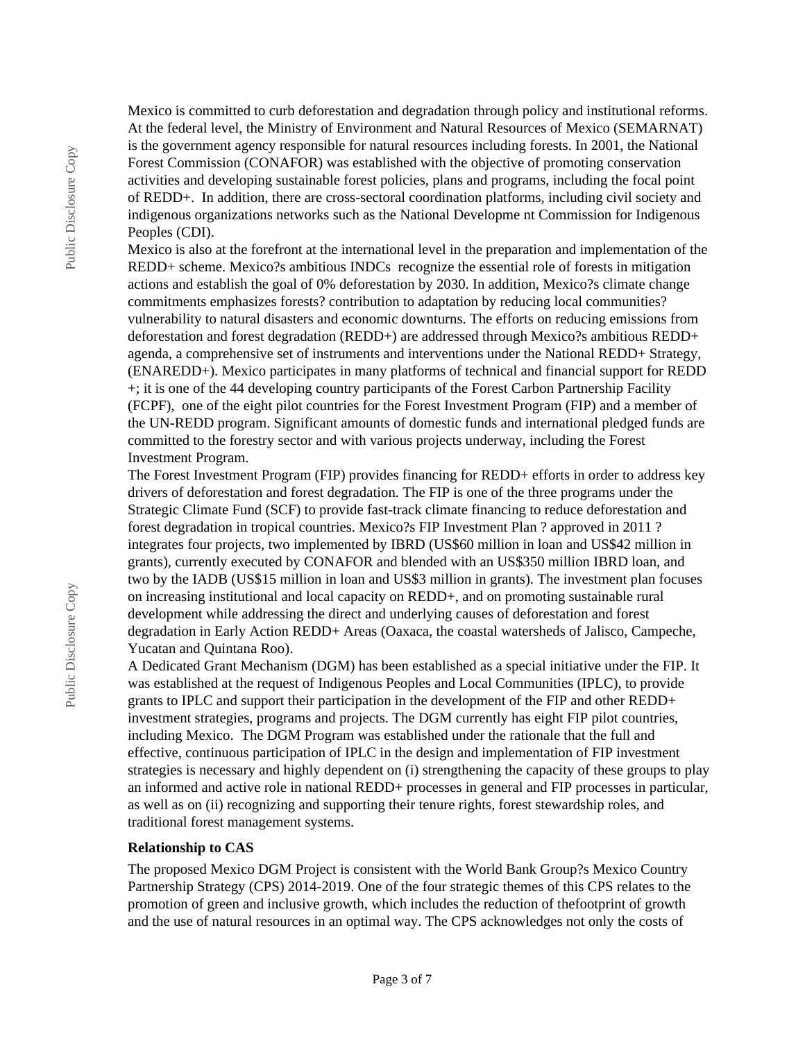Mexico is committed to curb deforestation and degradation through policy and institutional reforms. At the federal level, the Ministry of Environment and Natural Resources of Mexico (SEMARNAT) is the government agency responsible for natural resources including forests. In 2001, the National Forest Commission (CONAFOR) was established with the objective of promoting conservation activities and developing sustainable forest policies, plans and programs, including the focal point of REDD+. In addition, there are cross-sectoral coordination platforms, including civil society and indigenous organizations networks such as the National Developme nt Commission for Indigenous Peoples (CDI).

Mexico is also at the forefront at the international level in the preparation and implementation of the REDD+ scheme. Mexico?s ambitious INDCs recognize the essential role of forests in mitigation actions and establish the goal of 0% deforestation by 2030. In addition, Mexico?s climate change commitments emphasizes forests? contribution to adaptation by reducing local communities? vulnerability to natural disasters and economic downturns. The efforts on reducing emissions from deforestation and forest degradation (REDD+) are addressed through Mexico?s ambitious REDD+ agenda, a comprehensive set of instruments and interventions under the National REDD+ Strategy, (ENAREDD+). Mexico participates in many platforms of technical and financial support for REDD +; it is one of the 44 developing country participants of the Forest Carbon Partnership Facility (FCPF), one of the eight pilot countries for the Forest Investment Program (FIP) and a member of the UN-REDD program. Significant amounts of domestic funds and international pledged funds are committed to the forestry sector and with various projects underway, including the Forest Investment Program.

The Forest Investment Program (FIP) provides financing for REDD+ efforts in order to address key drivers of deforestation and forest degradation. The FIP is one of the three programs under the Strategic Climate Fund (SCF) to provide fast-track climate financing to reduce deforestation and forest degradation in tropical countries. Mexico?s FIP Investment Plan ? approved in 2011 ? integrates four projects, two implemented by IBRD (US$60 million in loan and US$42 million in grants), currently executed by CONAFOR and blended with an US$350 million IBRD loan, and two by the IADB (US$15 million in loan and US$3 million in grants). The investment plan focuses on increasing institutional and local capacity on REDD+, and on promoting sustainable rural development while addressing the direct and underlying causes of deforestation and forest degradation in Early Action REDD+ Areas (Oaxaca, the coastal watersheds of Jalisco, Campeche, Yucatan and Quintana Roo).

A Dedicated Grant Mechanism (DGM) has been established as a special initiative under the FIP. It was established at the request of Indigenous Peoples and Local Communities (IPLC), to provide grants to IPLC and support their participation in the development of the FIP and other REDD+ investment strategies, programs and projects. The DGM currently has eight FIP pilot countries, including Mexico. The DGM Program was established under the rationale that the full and effective, continuous participation of IPLC in the design and implementation of FIP investment strategies is necessary and highly dependent on (i) strengthening the capacity of these groups to play an informed and active role in national REDD+ processes in general and FIP processes in particular, as well as on (ii) recognizing and supporting their tenure rights, forest stewardship roles, and traditional forest management systems.

**Relationship to CAS**

The proposed Mexico DGM Project is consistent with the World Bank Group?s Mexico Country Partnership Strategy (CPS) 2014-2019. One of the four strategic themes of this CPS relates to the promotion of green and inclusive growth, which includes the reduction of thefootprint of growth and the use of natural resources in an optimal way. The CPS acknowledges not only the costs of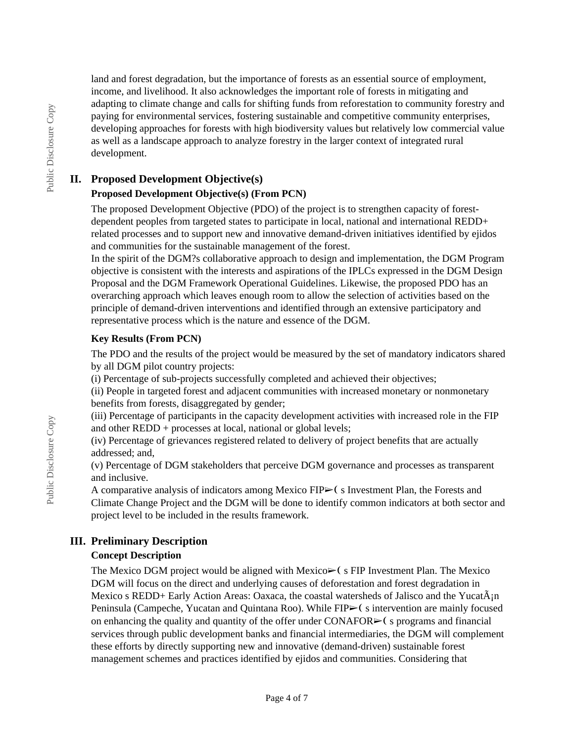land and forest degradation, but the importance of forests as an essential source of employment, income, and livelihood. It also acknowledges the important role of forests in mitigating and adapting to climate change and calls for shifting funds from reforestation to community forestry and paying for environmental services, fostering sustainable and competitive community enterprises, developing approaches for forests with high biodiversity values but relatively low commercial value as well as a landscape approach to analyze forestry in the larger context of integrated rural development.

## II. Proposed Development Objective(s)

### Proposed Development Objective(s) (From PCN)

The proposed Development Objective (PDO) of the project is to strengthen capacity of forest-dependent peoples from targeted states to participate in local, national and international REDD+ related processes and to support new and innovative demand-driven initiatives identified by ejidos and communities for the sustainable management of the forest.

In the spirit of the DGM?s collaborative approach to design and implementation, the DGM Program objective is consistent with the interests and aspirations of the IPLCs expressed in the DGM Design Proposal and the DGM Framework Operational Guidelines. Likewise, the proposed PDO has an overarching approach which leaves enough room to allow the selection of activities based on the principle of demand-driven interventions and identified through an extensive participatory and representative process which is the nature and essence of the DGM.

### Key Results (From PCN)

The PDO and the results of the project would be measured by the set of mandatory indicators shared by all DGM pilot country projects:

(i) Percentage of sub-projects successfully completed and achieved their objectives;

(ii) People in targeted forest and adjacent communities with increased monetary or nonmonetary benefits from forests, disaggregated by gender;

(iii) Percentage of participants in the capacity development activities with increased role in the FIP and other REDD + processes at local, national or global levels;

(iv) Percentage of grievances registered related to delivery of project benefits that are actually addressed; and,

(v) Percentage of DGM stakeholders that perceive DGM governance and processes as transparent and inclusive.

A comparative analysis of indicators among Mexico FIP➢( s Investment Plan, the Forests and Climate Change Project and the DGM will be done to identify common indicators at both sector and project level to be included in the results framework.

## III. Preliminary Description

### Concept Description

The Mexico DGM project would be aligned with Mexico➢( s FIP Investment Plan. The Mexico DGM will focus on the direct and underlying causes of deforestation and forest degradation in Mexico s REDD+ Early Action Areas: Oaxaca, the coastal watersheds of Jalisco and the YucatÃ¡n Peninsula (Campeche, Yucatan and Quintana Roo). While FIP➢( s intervention are mainly focused on enhancing the quality and quantity of the offer under CONAFOR➢( s programs and financial services through public development banks and financial intermediaries, the DGM will complement these efforts by directly supporting new and innovative (demand-driven) sustainable forest management schemes and practices identified by ejidos and communities. Considering that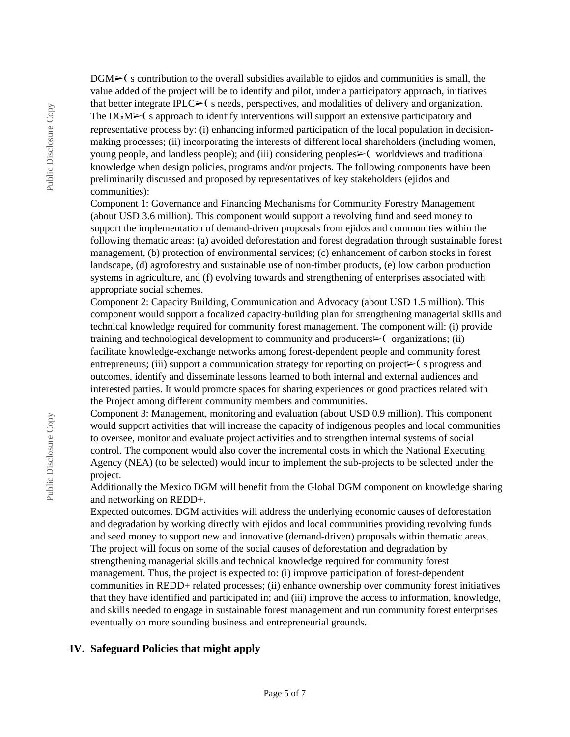DGM➢( s contribution to the overall subsidies available to ejidos and communities is small, the value added of the project will be to identify and pilot, under a participatory approach, initiatives that better integrate IPLC➢( s needs, perspectives, and modalities of delivery and organization. The DGM➢( s approach to identify interventions will support an extensive participatory and representative process by: (i) enhancing informed participation of the local population in decision-making processes; (ii) incorporating the interests of different local shareholders (including women, young people, and landless people); and (iii) considering peoples➢( worldviews and traditional knowledge when design policies, programs and/or projects. The following components have been preliminarily discussed and proposed by representatives of key stakeholders (ejidos and communities):

Component 1: Governance and Financing Mechanisms for Community Forestry Management (about USD 3.6 million). This component would support a revolving fund and seed money to support the implementation of demand-driven proposals from ejidos and communities within the following thematic areas: (a) avoided deforestation and forest degradation through sustainable forest management, (b) protection of environmental services; (c) enhancement of carbon stocks in forest landscape, (d) agroforestry and sustainable use of non-timber products, (e) low carbon production systems in agriculture, and (f) evolving towards and strengthening of enterprises associated with appropriate social schemes.

Component 2: Capacity Building, Communication and Advocacy (about USD 1.5 million). This component would support a focalized capacity-building plan for strengthening managerial skills and technical knowledge required for community forest management. The component will: (i) provide training and technological development to community and producers➢( organizations; (ii) facilitate knowledge-exchange networks among forest-dependent people and community forest entrepreneurs; (iii) support a communication strategy for reporting on project➢( s progress and outcomes, identify and disseminate lessons learned to both internal and external audiences and interested parties. It would promote spaces for sharing experiences or good practices related with the Project among different community members and communities.

Component 3: Management, monitoring and evaluation (about USD 0.9 million). This component would support activities that will increase the capacity of indigenous peoples and local communities to oversee, monitor and evaluate project activities and to strengthen internal systems of social control. The component would also cover the incremental costs in which the National Executing Agency (NEA) (to be selected) would incur to implement the sub-projects to be selected under the project.

Additionally the Mexico DGM will benefit from the Global DGM component on knowledge sharing and networking on REDD+.

Expected outcomes. DGM activities will address the underlying economic causes of deforestation and degradation by working directly with ejidos and local communities providing revolving funds and seed money to support new and innovative (demand-driven) proposals within thematic areas. The project will focus on some of the social causes of deforestation and degradation by strengthening managerial skills and technical knowledge required for community forest management. Thus, the project is expected to: (i) improve participation of forest-dependent communities in REDD+ related processes; (ii) enhance ownership over community forest initiatives that they have identified and participated in; and (iii) improve the access to information, knowledge, and skills needed to engage in sustainable forest management and run community forest enterprises eventually on more sounding business and entrepreneurial grounds.

## IV. Safeguard Policies that might apply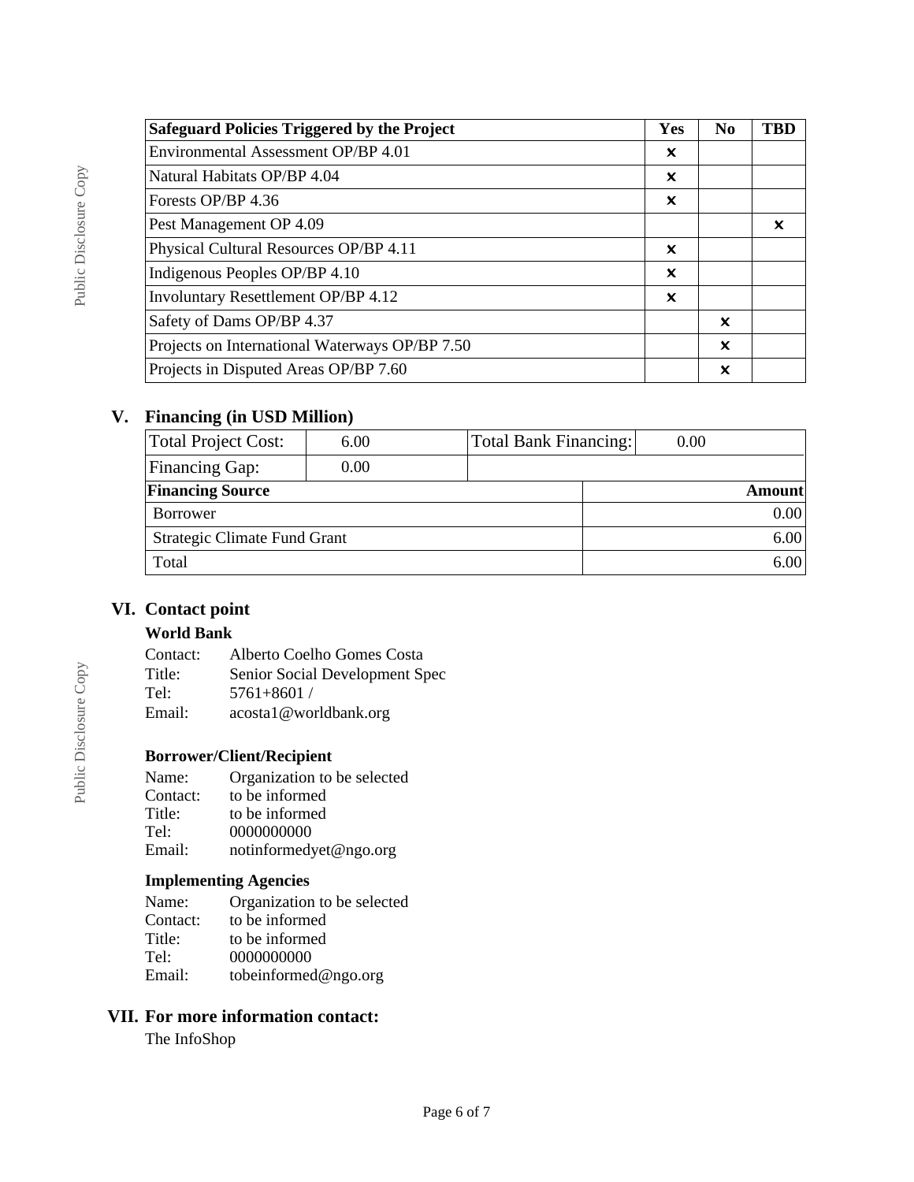| Safeguard Policies Triggered by the Project | Yes | No | TBD |
|---|---|---|---|
| Environmental Assessment OP/BP 4.01 | ✕ | | |
| Natural Habitats OP/BP 4.04 | ✕ | | |
| Forests OP/BP 4.36 | ✕ | | |
| Pest Management OP 4.09 | | | ✕ |
| Physical Cultural Resources OP/BP 4.11 | ✕ | | |
| Indigenous Peoples OP/BP 4.10 | ✕ | | |
| Involuntary Resettlement OP/BP 4.12 | ✕ | | |
| Safety of Dams OP/BP 4.37 | | ✕ | |
| Projects on International Waterways OP/BP 7.50 | | ✕ | |
| Projects in Disputed Areas OP/BP 7.60 | | ✕ | |

## V. Financing (in USD Million)

| Total Project Cost: | 6.00 | Total Bank Financing: | 0.00 |
|---|---|---|---|
| Financing Gap: | 0.00 | | |

| Financing Source | Amount |
|---|---|
| Borrower | 0.00 |
| Strategic Climate Fund Grant | 6.00 |
| Total | 6.00 |

## VI. Contact point

**World Bank**

Contact: Alberto Coelho Gomes Costa
Title: Senior Social Development Spec
Tel: 5761+8601 /
Email: acosta1@worldbank.org

**Borrower/Client/Recipient**

Name: Organization to be selected
Contact: to be informed
Title: to be informed
Tel: 0000000000
Email: notinformedyet@ngo.org

**Implementing Agencies**

Name: Organization to be selected
Contact: to be informed
Title: to be informed
Tel: 0000000000
Email: tobeinformed@ngo.org

## VII. For more information contact:

The InfoShop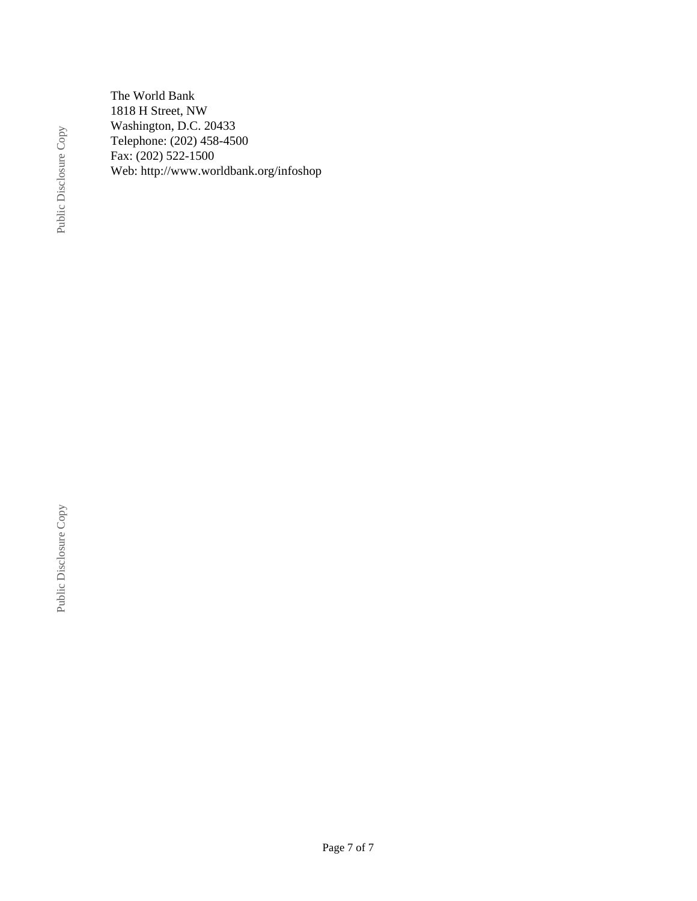The World Bank
1818 H Street, NW
Washington, D.C. 20433
Telephone: (202) 458-4500
Fax: (202) 522-1500
Web: http://www.worldbank.org/infoshop